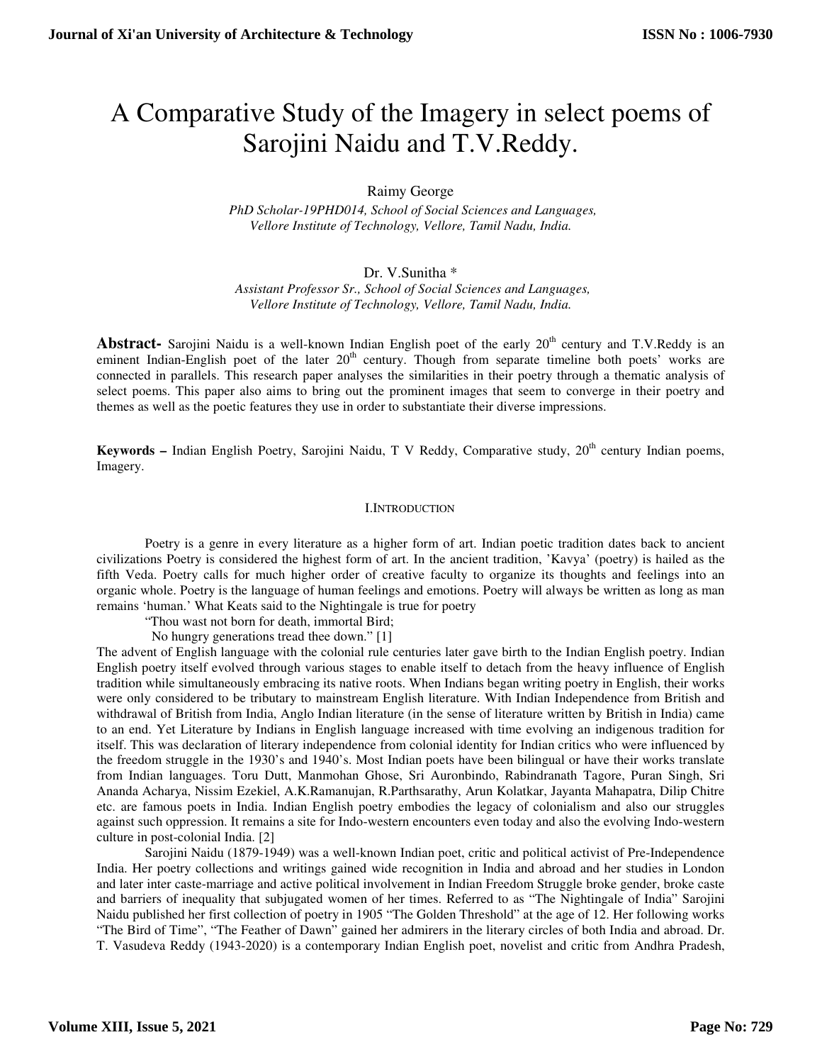# A Comparative Study of the Imagery in select poems of Sarojini Naidu and T.V.Reddy.

Raimy George

*PhD Scholar-19PHD014, School of Social Sciences and Languages, Vellore Institute of Technology, Vellore, Tamil Nadu, India.*

Dr. V.Sunitha *

*Assistant Professor Sr., School of Social Sciences and Languages, Vellore Institute of Technology, Vellore, Tamil Nadu, India.*

**Abstract-** Sarojini Naidu is a well-known Indian English poet of the early 20th century and T.V.Reddy is an eminent Indian-English poet of the later 20th century. Though from separate timeline both poets' works are connected in parallels. This research paper analyses the similarities in their poetry through a thematic analysis of select poems. This paper also aims to bring out the prominent images that seem to converge in their poetry and themes as well as the poetic features they use in order to substantiate their diverse impressions.

**Keywords –** Indian English Poetry, Sarojini Naidu, T V Reddy, Comparative study, 20th century Indian poems, Imagery.

## I.Introduction

Poetry is a genre in every literature as a higher form of art. Indian poetic tradition dates back to ancient civilizations Poetry is considered the highest form of art. In the ancient tradition, 'Kavya' (poetry) is hailed as the fifth Veda. Poetry calls for much higher order of creative faculty to organize its thoughts and feelings into an organic whole. Poetry is the language of human feelings and emotions. Poetry will always be written as long as man remains 'human.' What Keats said to the Nightingale is true for poetry

"Thou wast not born for death, immortal Bird;
No hungry generations tread thee down." [1]

The advent of English language with the colonial rule centuries later gave birth to the Indian English poetry. Indian English poetry itself evolved through various stages to enable itself to detach from the heavy influence of English tradition while simultaneously embracing its native roots. When Indians began writing poetry in English, their works were only considered to be tributary to mainstream English literature. With Indian Independence from British and withdrawal of British from India, Anglo Indian literature (in the sense of literature written by British in India) came to an end. Yet Literature by Indians in English language increased with time evolving an indigenous tradition for itself. This was declaration of literary independence from colonial identity for Indian critics who were influenced by the freedom struggle in the 1930's and 1940's. Most Indian poets have been bilingual or have their works translate from Indian languages. Toru Dutt, Manmohan Ghose, Sri Auronbindo, Rabindranath Tagore, Puran Singh, Sri Ananda Acharya, Nissim Ezekiel, A.K.Ramanujan, R.Parthsarathy, Arun Kolatkar, Jayanta Mahapatra, Dilip Chitre etc. are famous poets in India. Indian English poetry embodies the legacy of colonialism and also our struggles against such oppression. It remains a site for Indo-western encounters even today and also the evolving Indo-western culture in post-colonial India. [2]

Sarojini Naidu (1879-1949) was a well-known Indian poet, critic and political activist of Pre-Independence India. Her poetry collections and writings gained wide recognition in India and abroad and her studies in London and later inter caste-marriage and active political involvement in Indian Freedom Struggle broke gender, broke caste and barriers of inequality that subjugated women of her times. Referred to as "The Nightingale of India" Sarojini Naidu published her first collection of poetry in 1905 "The Golden Threshold" at the age of 12. Her following works "The Bird of Time", "The Feather of Dawn" gained her admirers in the literary circles of both India and abroad. Dr. T. Vasudeva Reddy (1943-2020) is a contemporary Indian English poet, novelist and critic from Andhra Pradesh,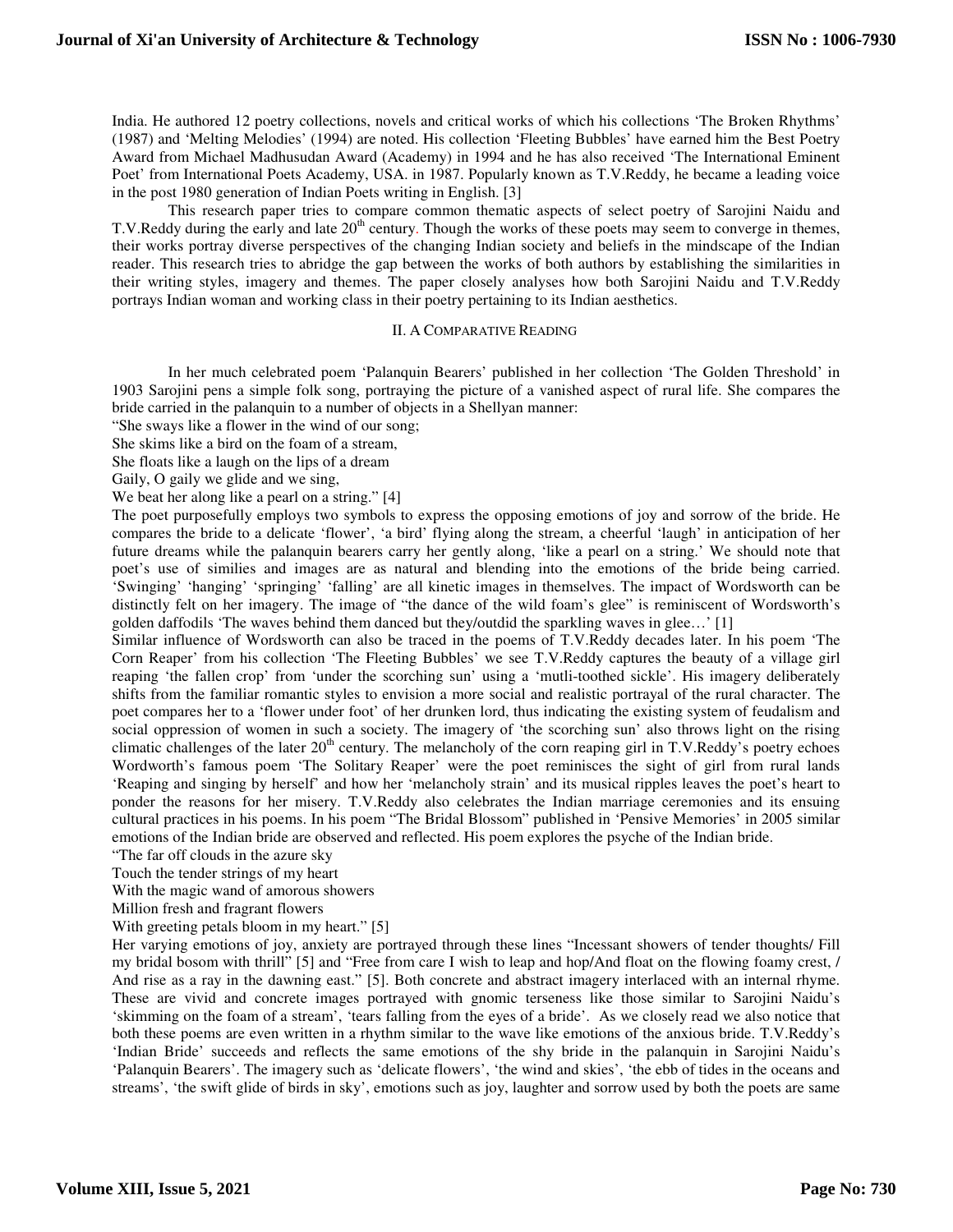India. He authored 12 poetry collections, novels and critical works of which his collections 'The Broken Rhythms' (1987) and 'Melting Melodies' (1994) are noted. His collection 'Fleeting Bubbles' have earned him the Best Poetry Award from Michael Madhusudan Award (Academy) in 1994 and he has also received 'The International Eminent Poet' from International Poets Academy, USA. in 1987. Popularly known as T.V.Reddy, he became a leading voice in the post 1980 generation of Indian Poets writing in English. [3]

This research paper tries to compare common thematic aspects of select poetry of Sarojini Naidu and T.V.Reddy during the early and late 20th century. Though the works of these poets may seem to converge in themes, their works portray diverse perspectives of the changing Indian society and beliefs in the mindscape of the Indian reader. This research tries to abridge the gap between the works of both authors by establishing the similarities in their writing styles, imagery and themes. The paper closely analyses how both Sarojini Naidu and T.V.Reddy portrays Indian woman and working class in their poetry pertaining to its Indian aesthetics.

## II. A COMPARATIVE READING

In her much celebrated poem 'Palanquin Bearers' published in her collection 'The Golden Threshold' in 1903 Sarojini pens a simple folk song, portraying the picture of a vanished aspect of rural life. She compares the bride carried in the palanquin to a number of objects in a Shellyan manner:

"She sways like a flower in the wind of our song;
She skims like a bird on the foam of a stream,
She floats like a laugh on the lips of a dream
Gaily, O gaily we glide and we sing,
We beat her along like a pearl on a string." [4]

The poet purposefully employs two symbols to express the opposing emotions of joy and sorrow of the bride. He compares the bride to a delicate 'flower', 'a bird' flying along the stream, a cheerful 'laugh' in anticipation of her future dreams while the palanquin bearers carry her gently along, 'like a pearl on a string.' We should note that poet's use of similies and images are as natural and blending into the emotions of the bride being carried. 'Swinging' 'hanging' 'springing' 'falling' are all kinetic images in themselves. The impact of Wordsworth can be distinctly felt on her imagery. The image of "the dance of the wild foam's glee" is reminiscent of Wordsworth's golden daffodils 'The waves behind them danced but they/outdid the sparkling waves in glee…' [1]

Similar influence of Wordsworth can also be traced in the poems of T.V.Reddy decades later. In his poem 'The Corn Reaper' from his collection 'The Fleeting Bubbles' we see T.V.Reddy captures the beauty of a village girl reaping 'the fallen crop' from 'under the scorching sun' using a 'mutli-toothed sickle'. His imagery deliberately shifts from the familiar romantic styles to envision a more social and realistic portrayal of the rural character. The poet compares her to a 'flower under foot' of her drunken lord, thus indicating the existing system of feudalism and social oppression of women in such a society. The imagery of 'the scorching sun' also throws light on the rising climatic challenges of the later 20th century. The melancholy of the corn reaping girl in T.V.Reddy's poetry echoes Wordworth's famous poem 'The Solitary Reaper' were the poet reminisces the sight of girl from rural lands 'Reaping and singing by herself' and how her 'melancholy strain' and its musical ripples leaves the poet's heart to ponder the reasons for her misery. T.V.Reddy also celebrates the Indian marriage ceremonies and its ensuing cultural practices in his poems. In his poem "The Bridal Blossom" published in 'Pensive Memories' in 2005 similar emotions of the Indian bride are observed and reflected. His poem explores the psyche of the Indian bride.

"The far off clouds in the azure sky
Touch the tender strings of my heart
With the magic wand of amorous showers
Million fresh and fragrant flowers
With greeting petals bloom in my heart." [5]

Her varying emotions of joy, anxiety are portrayed through these lines "Incessant showers of tender thoughts/ Fill my bridal bosom with thrill" [5] and "Free from care I wish to leap and hop/And float on the flowing foamy crest, / And rise as a ray in the dawning east." [5]. Both concrete and abstract imagery interlaced with an internal rhyme. These are vivid and concrete images portrayed with gnomic terseness like those similar to Sarojini Naidu's 'skimming on the foam of a stream', 'tears falling from the eyes of a bride'. As we closely read we also notice that both these poems are even written in a rhythm similar to the wave like emotions of the anxious bride. T.V.Reddy's 'Indian Bride' succeeds and reflects the same emotions of the shy bride in the palanquin in Sarojini Naidu's 'Palanquin Bearers'. The imagery such as 'delicate flowers', 'the wind and skies', 'the ebb of tides in the oceans and streams', 'the swift glide of birds in sky', emotions such as joy, laughter and sorrow used by both the poets are same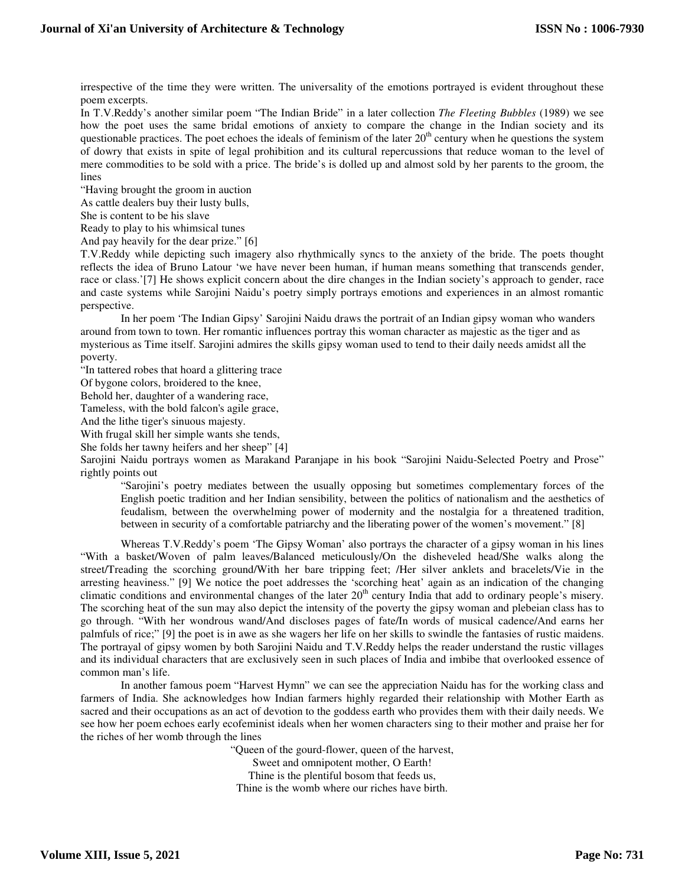irrespective of the time they were written. The universality of the emotions portrayed is evident throughout these poem excerpts.

In T.V.Reddy's another similar poem "The Indian Bride" in a later collection *The Fleeting Bubbles* (1989) we see how the poet uses the same bridal emotions of anxiety to compare the change in the Indian society and its questionable practices. The poet echoes the ideals of feminism of the later 20th century when he questions the system of dowry that exists in spite of legal prohibition and its cultural repercussions that reduce woman to the level of mere commodities to be sold with a price. The bride's is dolled up and almost sold by her parents to the groom, the lines

"Having brought the groom in auction
As cattle dealers buy their lusty bulls,
She is content to be his slave
Ready to play to his whimsical tunes
And pay heavily for the dear prize." [6]

T.V.Reddy while depicting such imagery also rhythmically syncs to the anxiety of the bride. The poets thought reflects the idea of Bruno Latour 'we have never been human, if human means something that transcends gender, race or class.'[7] He shows explicit concern about the dire changes in the Indian society's approach to gender, race and caste systems while Sarojini Naidu's poetry simply portrays emotions and experiences in an almost romantic perspective.

In her poem 'The Indian Gipsy' Sarojini Naidu draws the portrait of an Indian gipsy woman who wanders around from town to town. Her romantic influences portray this woman character as majestic as the tiger and as mysterious as Time itself. Sarojini admires the skills gipsy woman used to tend to their daily needs amidst all the poverty.

"In tattered robes that hoard a glittering trace
Of bygone colors, broidered to the knee,
Behold her, daughter of a wandering race,
Tameless, with the bold falcon's agile grace,
And the lithe tiger's sinuous majesty.
With frugal skill her simple wants she tends,
She folds her tawny heifers and her sheep" [4]

Sarojini Naidu portrays women as Marakand Paranjape in his book "Sarojini Naidu-Selected Poetry and Prose" rightly points out

> "Sarojini's poetry mediates between the usually opposing but sometimes complementary forces of the English poetic tradition and her Indian sensibility, between the politics of nationalism and the aesthetics of feudalism, between the overwhelming power of modernity and the nostalgia for a threatened tradition, between in security of a comfortable patriarchy and the liberating power of the women's movement." [8]

Whereas T.V.Reddy's poem 'The Gipsy Woman' also portrays the character of a gipsy woman in his lines "With a basket/Woven of palm leaves/Balanced meticulously/On the disheveled head/She walks along the street/Treading the scorching ground/With her bare tripping feet; /Her silver anklets and bracelets/Vie in the arresting heaviness." [9] We notice the poet addresses the 'scorching heat' again as an indication of the changing climatic conditions and environmental changes of the later 20th century India that add to ordinary people's misery. The scorching heat of the sun may also depict the intensity of the poverty the gipsy woman and plebeian class has to go through. "With her wondrous wand/And discloses pages of fate/In words of musical cadence/And earns her palmfuls of rice;" [9] the poet is in awe as she wagers her life on her skills to swindle the fantasies of rustic maidens. The portrayal of gipsy women by both Sarojini Naidu and T.V.Reddy helps the reader understand the rustic villages and its individual characters that are exclusively seen in such places of India and imbibe that overlooked essence of common man's life.

In another famous poem "Harvest Hymn" we can see the appreciation Naidu has for the working class and farmers of India. She acknowledges how Indian farmers highly regarded their relationship with Mother Earth as sacred and their occupations as an act of devotion to the goddess earth who provides them with their daily needs. We see how her poem echoes early ecofeminist ideals when her women characters sing to their mother and praise her for the riches of her womb through the lines

"Queen of the gourd-flower, queen of the harvest,
Sweet and omnipotent mother, O Earth!
Thine is the plentiful bosom that feeds us,
Thine is the womb where our riches have birth.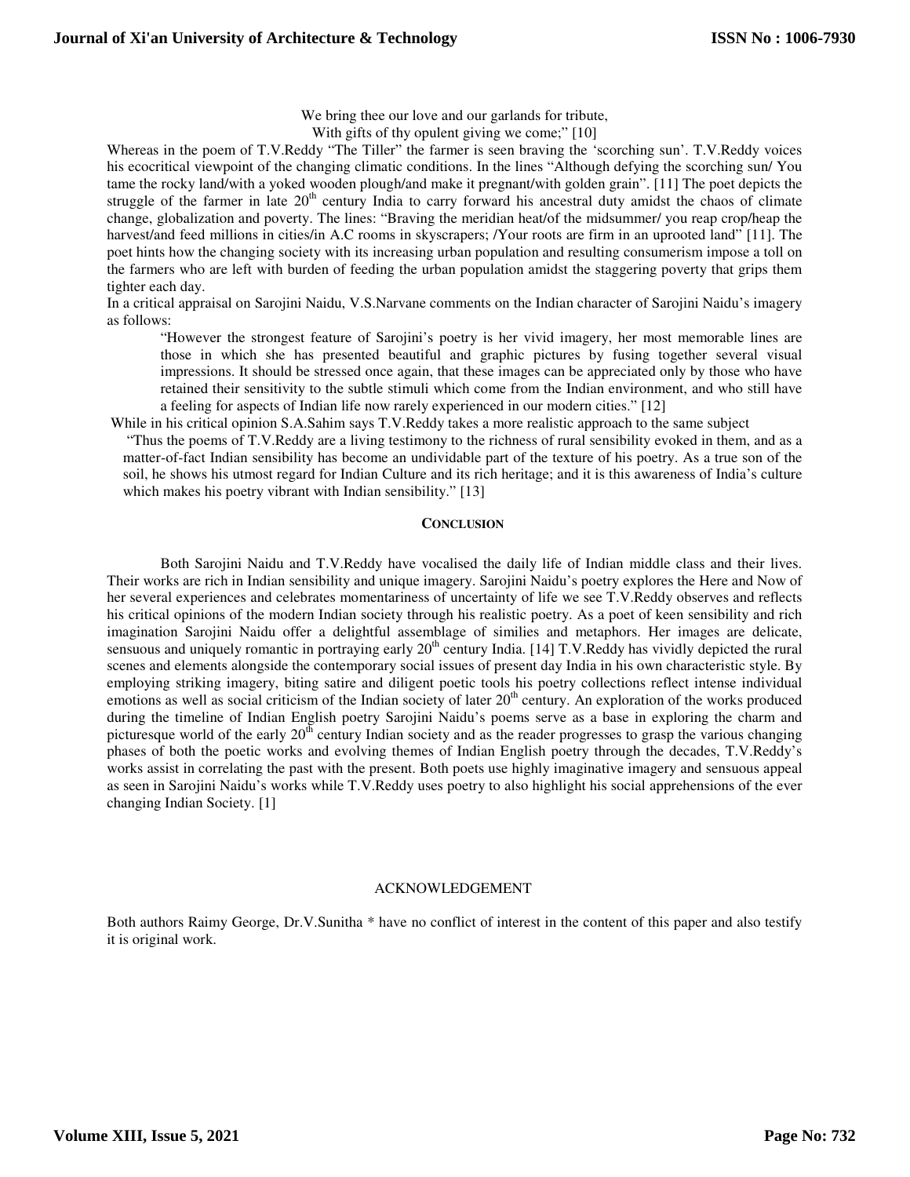We bring thee our love and our garlands for tribute,
With gifts of thy opulent giving we come;" [10]

Whereas in the poem of T.V.Reddy "The Tiller" the farmer is seen braving the 'scorching sun'. T.V.Reddy voices his ecocritical viewpoint of the changing climatic conditions. In the lines "Although defying the scorching sun/ You tame the rocky land/with a yoked wooden plough/and make it pregnant/with golden grain". [11] The poet depicts the struggle of the farmer in late 20th century India to carry forward his ancestral duty amidst the chaos of climate change, globalization and poverty. The lines: "Braving the meridian heat/of the midsummer/ you reap crop/heap the harvest/and feed millions in cities/in A.C rooms in skyscrapers; /Your roots are firm in an uprooted land" [11]. The poet hints how the changing society with its increasing urban population and resulting consumerism impose a toll on the farmers who are left with burden of feeding the urban population amidst the staggering poverty that grips them tighter each day.

In a critical appraisal on Sarojini Naidu, V.S.Narvane comments on the Indian character of Sarojini Naidu's imagery as follows:

> "However the strongest feature of Sarojini's poetry is her vivid imagery, her most memorable lines are those in which she has presented beautiful and graphic pictures by fusing together several visual impressions. It should be stressed once again, that these images can be appreciated only by those who have retained their sensitivity to the subtle stimuli which come from the Indian environment, and who still have a feeling for aspects of Indian life now rarely experienced in our modern cities." [12]

While in his critical opinion S.A.Sahim says T.V.Reddy takes a more realistic approach to the same subject

> "Thus the poems of T.V.Reddy are a living testimony to the richness of rural sensibility evoked in them, and as a matter-of-fact Indian sensibility has become an undividable part of the texture of his poetry. As a true son of the soil, he shows his utmost regard for Indian Culture and its rich heritage; and it is this awareness of India's culture which makes his poetry vibrant with Indian sensibility." [13]

## CONCLUSION

Both Sarojini Naidu and T.V.Reddy have vocalised the daily life of Indian middle class and their lives. Their works are rich in Indian sensibility and unique imagery. Sarojini Naidu's poetry explores the Here and Now of her several experiences and celebrates momentariness of uncertainty of life we see T.V.Reddy observes and reflects his critical opinions of the modern Indian society through his realistic poetry. As a poet of keen sensibility and rich imagination Sarojini Naidu offer a delightful assemblage of similies and metaphors. Her images are delicate, sensuous and uniquely romantic in portraying early 20th century India. [14] T.V.Reddy has vividly depicted the rural scenes and elements alongside the contemporary social issues of present day India in his own characteristic style. By employing striking imagery, biting satire and diligent poetic tools his poetry collections reflect intense individual emotions as well as social criticism of the Indian society of later 20th century. An exploration of the works produced during the timeline of Indian English poetry Sarojini Naidu's poems serve as a base in exploring the charm and picturesque world of the early 20th century Indian society and as the reader progresses to grasp the various changing phases of both the poetic works and evolving themes of Indian English poetry through the decades, T.V.Reddy's works assist in correlating the past with the present. Both poets use highly imaginative imagery and sensuous appeal as seen in Sarojini Naidu's works while T.V.Reddy uses poetry to also highlight his social apprehensions of the ever changing Indian Society. [1]

## ACKNOWLEDGEMENT

Both authors Raimy George, Dr.V.Sunitha * have no conflict of interest in the content of this paper and also testify it is original work.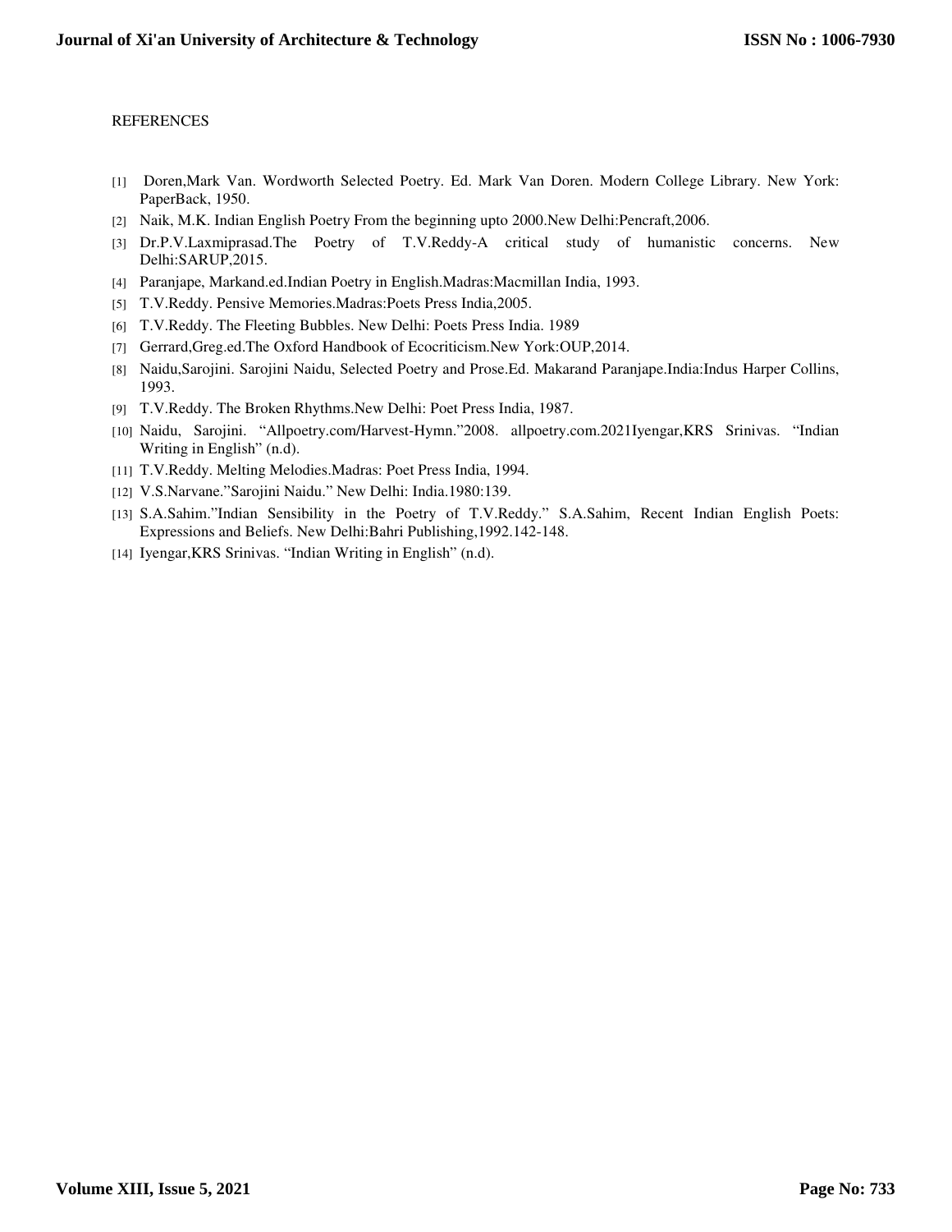REFERENCES

[1] Doren,Mark Van. Wordworth Selected Poetry. Ed. Mark Van Doren. Modern College Library. New York: PaperBack, 1950.

[2] Naik, M.K. Indian English Poetry From the beginning upto 2000.New Delhi:Pencraft,2006.

[3] Dr.P.V.Laxmiprasad.The Poetry of T.V.Reddy-A critical study of humanistic concerns. New Delhi:SARUP,2015.

[4] Paranjape, Markand.ed.Indian Poetry in English.Madras:Macmillan India, 1993.

[5] T.V.Reddy. Pensive Memories.Madras:Poets Press India,2005.

[6] T.V.Reddy. The Fleeting Bubbles. New Delhi: Poets Press India. 1989

[7] Gerrard,Greg.ed.The Oxford Handbook of Ecocriticism.New York:OUP,2014.

[8] Naidu,Sarojini. Sarojini Naidu, Selected Poetry and Prose.Ed. Makarand Paranjape.India:Indus Harper Collins, 1993.

[9] T.V.Reddy. The Broken Rhythms.New Delhi: Poet Press India, 1987.

[10] Naidu, Sarojini. "Allpoetry.com/Harvest-Hymn."2008. allpoetry.com.2021Iyengar,KRS Srinivas. "Indian Writing in English" (n.d).

[11] T.V.Reddy. Melting Melodies.Madras: Poet Press India, 1994.

[12] V.S.Narvane."Sarojini Naidu." New Delhi: India.1980:139.

[13] S.A.Sahim."Indian Sensibility in the Poetry of T.V.Reddy." S.A.Sahim, Recent Indian English Poets: Expressions and Beliefs. New Delhi:Bahri Publishing,1992.142-148.

[14] Iyengar,KRS Srinivas. "Indian Writing in English" (n.d).